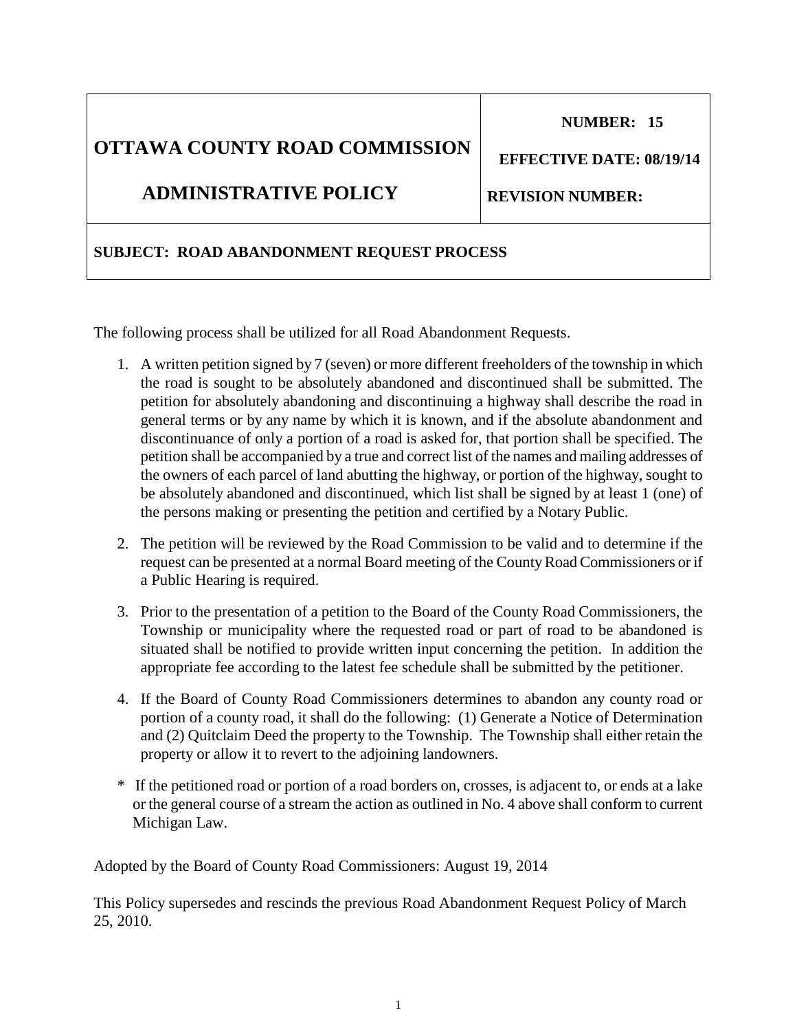| **OTTAWA COUNTY ROAD COMMISSION**<br><br>**ADMINISTRATIVE POLICY** | **NUMBER: 15**<br><br>**EFFECTIVE DATE: 08/19/14**<br><br>**REVISION NUMBER:** |
|---|---|
| **SUBJECT: ROAD ABANDONMENT REQUEST PROCESS** | |

The following process shall be utilized for all Road Abandonment Requests.

1. A written petition signed by 7 (seven) or more different freeholders of the township in which the road is sought to be absolutely abandoned and discontinued shall be submitted. The petition for absolutely abandoning and discontinuing a highway shall describe the road in general terms or by any name by which it is known, and if the absolute abandonment and discontinuance of only a portion of a road is asked for, that portion shall be specified. The petition shall be accompanied by a true and correct list of the names and mailing addresses of the owners of each parcel of land abutting the highway, or portion of the highway, sought to be absolutely abandoned and discontinued, which list shall be signed by at least 1 (one) of the persons making or presenting the petition and certified by a Notary Public.

2. The petition will be reviewed by the Road Commission to be valid and to determine if the request can be presented at a normal Board meeting of the County Road Commissioners or if a Public Hearing is required.

3. Prior to the presentation of a petition to the Board of the County Road Commissioners, the Township or municipality where the requested road or part of road to be abandoned is situated shall be notified to provide written input concerning the petition. In addition the appropriate fee according to the latest fee schedule shall be submitted by the petitioner.

4. If the Board of County Road Commissioners determines to abandon any county road or portion of a county road, it shall do the following: (1) Generate a Notice of Determination and (2) Quitclaim Deed the property to the Township. The Township shall either retain the property or allow it to revert to the adjoining landowners.

\* If the petitioned road or portion of a road borders on, crosses, is adjacent to, or ends at a lake or the general course of a stream the action as outlined in No. 4 above shall conform to current Michigan Law.

Adopted by the Board of County Road Commissioners: August 19, 2014

This Policy supersedes and rescinds the previous Road Abandonment Request Policy of March 25, 2010.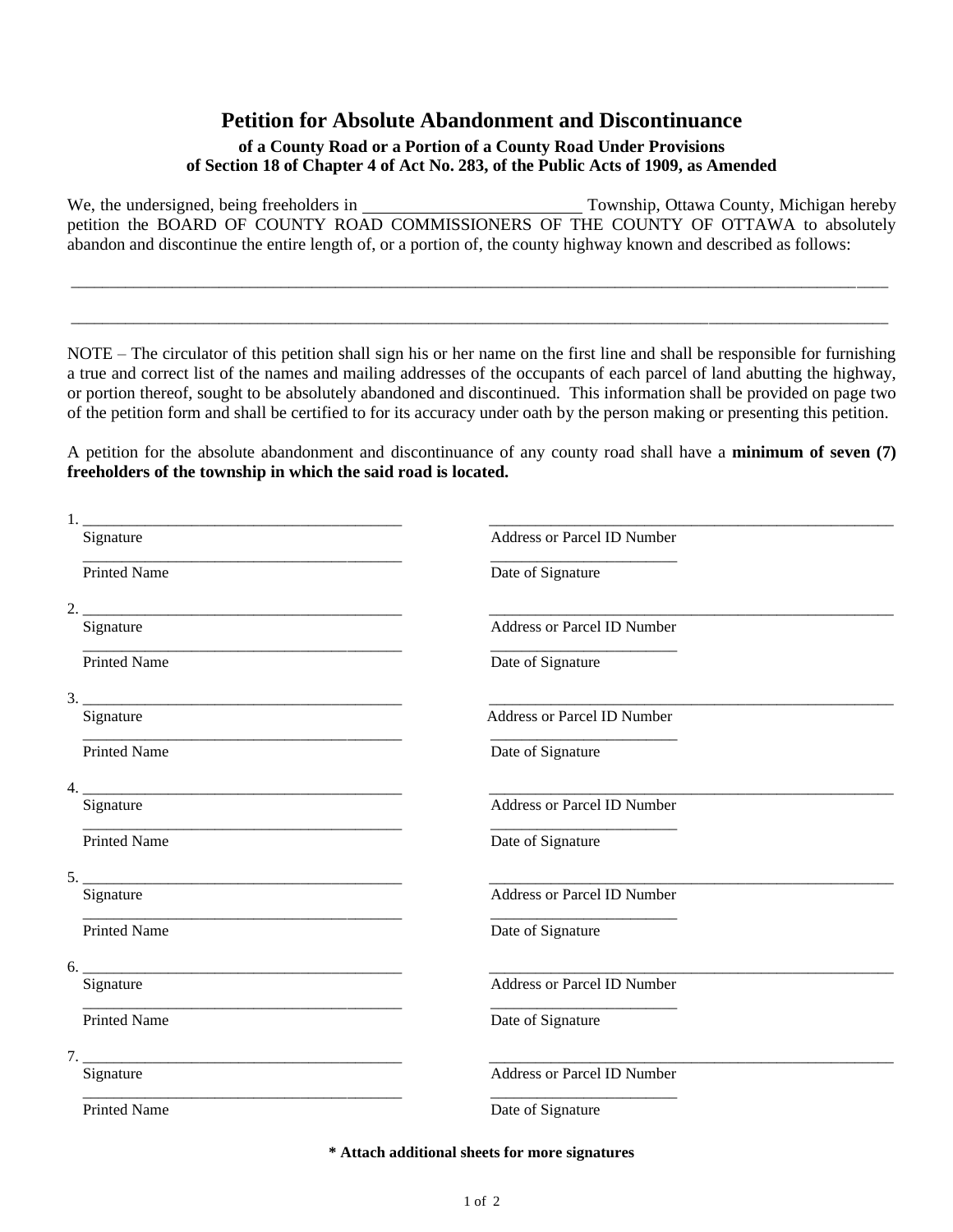# Petition for Absolute Abandonment and Discontinuance

**of a County Road or a Portion of a County Road Under Provisions of Section 18 of Chapter 4 of Act No. 283, of the Public Acts of 1909, as Amended**

We, the undersigned, being freeholders in ________________________ Township, Ottawa County, Michigan hereby petition the BOARD OF COUNTY ROAD COMMISSIONERS OF THE COUNTY OF OTTAWA to absolutely abandon and discontinue the entire length of, or a portion of, the county highway known and described as follows:

_______________________________________________________________________________________________

_______________________________________________________________________________________________

NOTE – The circulator of this petition shall sign his or her name on the first line and shall be responsible for furnishing a true and correct list of the names and mailing addresses of the occupants of each parcel of land abutting the highway, or portion thereof, sought to be absolutely abandoned and discontinued. This information shall be provided on page two of the petition form and shall be certified to for its accuracy under oath by the person making or presenting this petition.

A petition for the absolute abandonment and discontinuance of any county road shall have a **minimum of seven (7) freeholders of the township in which the said road is located.**

1. ________________________________________ ________________________________________
   Signature Address or Parcel ID Number
   ________________________________________ ______________________
   Printed Name Date of Signature

2. ________________________________________ ________________________________________
   Signature Address or Parcel ID Number
   ________________________________________ ______________________
   Printed Name Date of Signature

3. ________________________________________ ________________________________________
   Signature Address or Parcel ID Number
   ________________________________________ ______________________
   Printed Name Date of Signature

4. ________________________________________ ________________________________________
   Signature Address or Parcel ID Number
   ________________________________________ ______________________
   Printed Name Date of Signature

5. ________________________________________ ________________________________________
   Signature Address or Parcel ID Number
   ________________________________________ ______________________
   Printed Name Date of Signature

6. ________________________________________ ________________________________________
   Signature Address or Parcel ID Number
   ________________________________________ ______________________
   Printed Name Date of Signature

7. ________________________________________ ________________________________________
   Signature Address or Parcel ID Number
   ________________________________________ ______________________
   Printed Name Date of Signature

**\* Attach additional sheets for more signatures**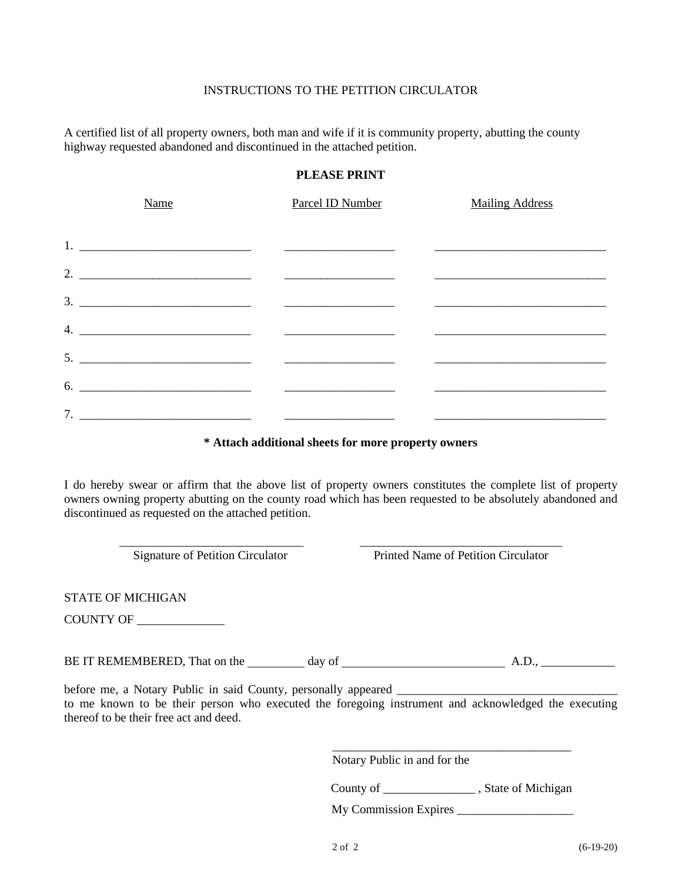INSTRUCTIONS TO THE PETITION CIRCULATOR

A certified list of all property owners, both man and wife if it is community property, abutting the county highway requested abandoned and discontinued in the attached petition.

**PLEASE PRINT**

| Name | Parcel ID Number | Mailing Address |
|---|---|---|
| 1. ____________________________ | __________________ | ____________________________ |
| 2. ____________________________ | __________________ | ____________________________ |
| 3. ____________________________ | __________________ | ____________________________ |
| 4. ____________________________ | __________________ | ____________________________ |
| 5. ____________________________ | __________________ | ____________________________ |
| 6. ____________________________ | __________________ | ____________________________ |
| 7. ____________________________ | __________________ | ____________________________ |

**\* Attach additional sheets for more property owners**

I do hereby swear or affirm that the above list of property owners constitutes the complete list of property owners owning property abutting on the county road which has been requested to be absolutely abandoned and discontinued as requested on the attached petition.

______________________________ Signature of Petition Circulator

_________________________________ Printed Name of Petition Circulator

STATE OF MICHIGAN

COUNTY OF ______________

BE IT REMEMBERED, That on the _________ day of __________________________ A.D., ____________

before me, a Notary Public in said County, personally appeared ___________________________________ to me known to be their person who executed the foregoing instrument and acknowledged the executing thereof to be their free act and deed.

_______________________________________
Notary Public in and for the

County of _______________ , State of Michigan

My Commission Expires ___________________

(6-19-20)